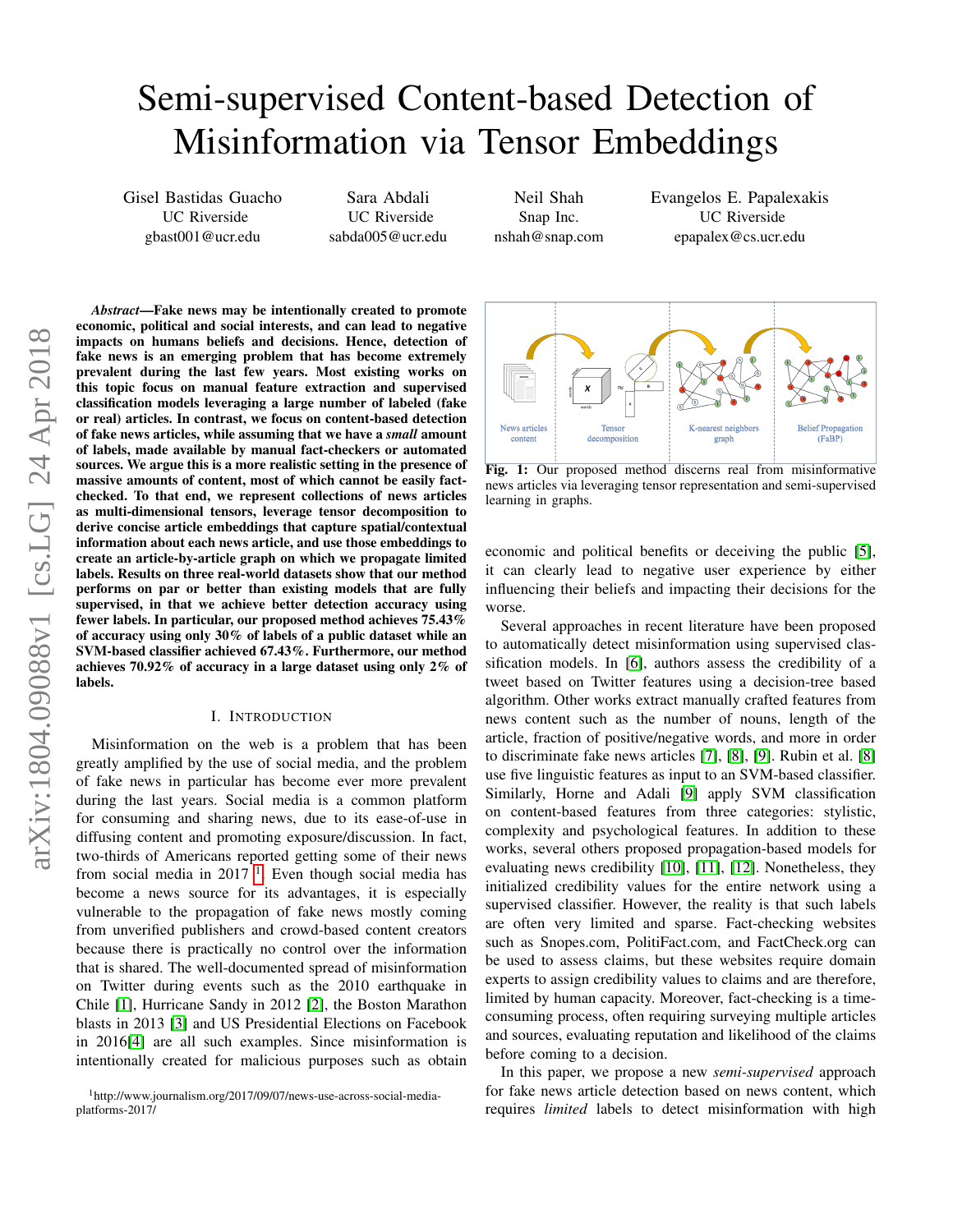# Semi-supervised Content-based Detection of Misinformation via Tensor Embeddings

Gisel Bastidas Guacho
UC Riverside
gbast001@ucr.edu

Sara Abdali
UC Riverside
sabda005@ucr.edu

Neil Shah
Snap Inc.
nshah@snap.com

Evangelos E. Papalexakis
UC Riverside
epapalex@cs.ucr.edu

***Abstract*—Fake news may be intentionally created to promote economic, political and social interests, and can lead to negative impacts on humans beliefs and decisions. Hence, detection of fake news is an emerging problem that has become extremely prevalent during the last few years. Most existing works on this topic focus on manual feature extraction and supervised classification models leveraging a large number of labeled (fake or real) articles. In contrast, we focus on content-based detection of fake news articles, while assuming that we have a *small* amount of labels, made available by manual fact-checkers or automated sources. We argue this is a more realistic setting in the presence of massive amounts of content, most of which cannot be easily fact-checked. To that end, we represent collections of news articles as multi-dimensional tensors, leverage tensor decomposition to derive concise article embeddings that capture spatial/contextual information about each news article, and use those embeddings to create an article-by-article graph on which we propagate limited labels. Results on three real-world datasets show that our method performs on par or better than existing models that are fully supervised, in that we achieve better detection accuracy using fewer labels. In particular, our proposed method achieves 75.43% of accuracy using only 30% of labels of a public dataset while an SVM-based classifier achieved 67.43%. Furthermore, our method achieves 70.92% of accuracy in a large dataset using only 2% of labels.**

## I. Introduction

Misinformation on the web is a problem that has been greatly amplified by the use of social media, and the problem of fake news in particular has become ever more prevalent during the last years. Social media is a common platform for consuming and sharing news, due to its ease-of-use in diffusing content and promoting exposure/discussion. In fact, two-thirds of Americans reported getting some of their news from social media in 2017 [1]. Even though social media has become a news source for its advantages, it is especially vulnerable to the propagation of fake news mostly coming from unverified publishers and crowd-based content creators because there is practically no control over the information that is shared. The well-documented spread of misinformation on Twitter during events such as the 2010 earthquake in Chile [1], Hurricane Sandy in 2012 [2], the Boston Marathon blasts in 2013 [3] and US Presidential Elections on Facebook in 2016[4] are all such examples. Since misinformation is intentionally created for malicious purposes such as obtain economic and political benefits or deceiving the public [5], it can clearly lead to negative user experience by either influencing their beliefs and impacting their decisions for the worse.

[1] http://www.journalism.org/2017/09/07/news-use-across-social-media-platforms-2017/

News articles content | Tensor decomposition | K-nearest neighbors graph | Belief Propagation (FaBP)

**Fig. 1:** Our proposed method discerns real from misinformative news articles via leveraging tensor representation and semi-supervised learning in graphs.

Several approaches in recent literature have been proposed to automatically detect misinformation using supervised classification models. In [6], authors assess the credibility of a tweet based on Twitter features using a decision-tree based algorithm. Other works extract manually crafted features from news content such as the number of nouns, length of the article, fraction of positive/negative words, and more in order to discriminate fake news articles [7], [8], [9]. Rubin et al. [8] use five linguistic features as input to an SVM-based classifier. Similarly, Horne and Adali [9] apply SVM classification on content-based features from three categories: stylistic, complexity and psychological features. In addition to these works, several others proposed propagation-based models for evaluating news credibility [10], [11], [12]. Nonetheless, they initialized credibility values for the entire network using a supervised classifier. However, the reality is that such labels are often very limited and sparse. Fact-checking websites such as Snopes.com, PolitiFact.com, and FactCheck.org can be used to assess claims, but these websites require domain experts to assign credibility values to claims and are therefore, limited by human capacity. Moreover, fact-checking is a time-consuming process, often requiring surveying multiple articles and sources, evaluating reputation and likelihood of the claims before coming to a decision.

In this paper, we propose a new *semi-supervised* approach for fake news article detection based on news content, which requires *limited* labels to detect misinformation with high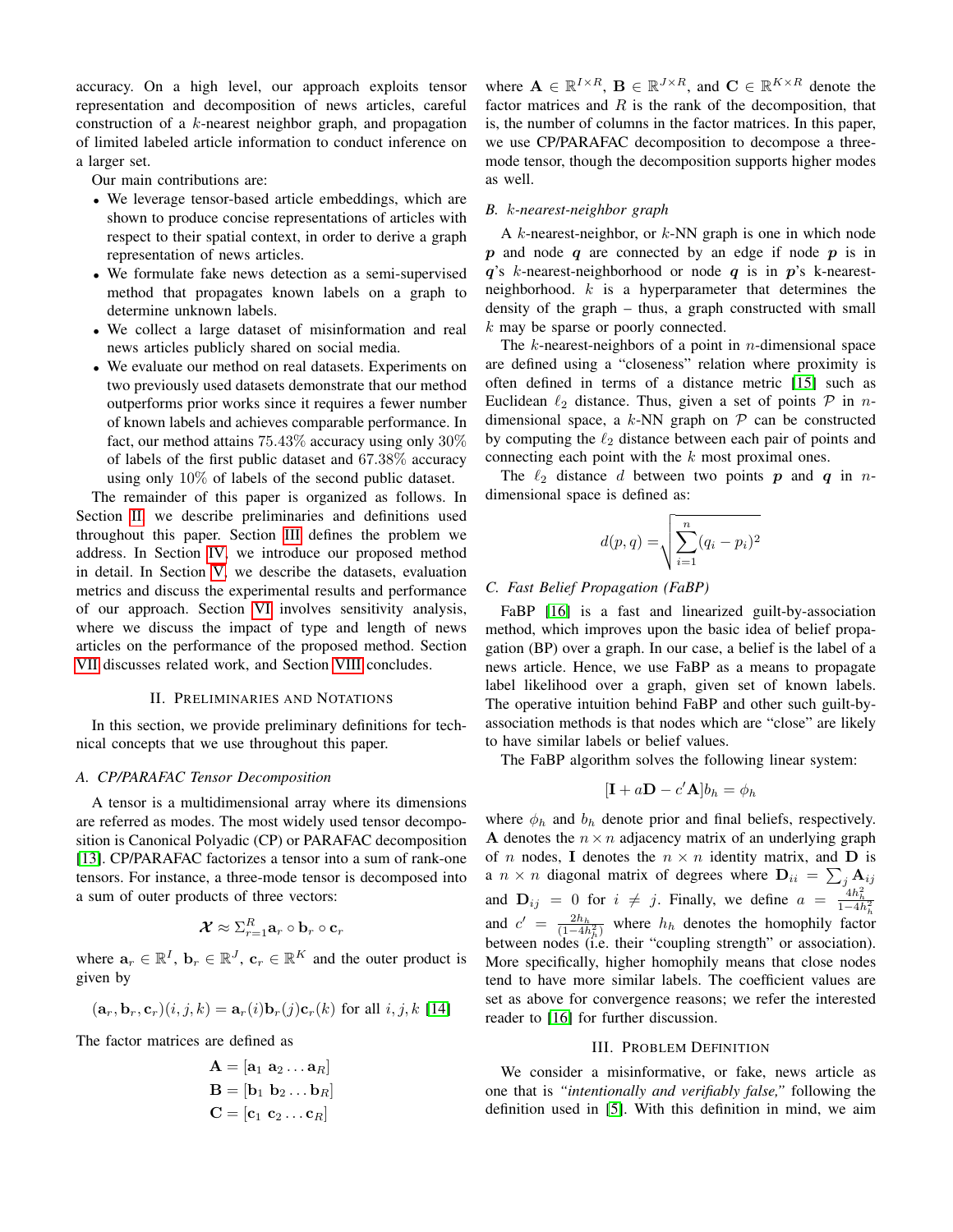accuracy. On a high level, our approach exploits tensor representation and decomposition of news articles, careful construction of a $k$-nearest neighbor graph, and propagation of limited labeled article information to conduct inference on a larger set.

Our main contributions are:

- We leverage tensor-based article embeddings, which are shown to produce concise representations of articles with respect to their spatial context, in order to derive a graph representation of news articles.
- We formulate fake news detection as a semi-supervised method that propagates known labels on a graph to determine unknown labels.
- We collect a large dataset of misinformation and real news articles publicly shared on social media.
- We evaluate our method on real datasets. Experiments on two previously used datasets demonstrate that our method outperforms prior works since it requires a fewer number of known labels and achieves comparable performance. In fact, our method attains 75.43% accuracy using only 30% of labels of the first public dataset and 67.38% accuracy using only 10% of labels of the second public dataset.

The remainder of this paper is organized as follows. In Section II, we describe preliminaries and definitions used throughout this paper. Section III defines the problem we address. In Section IV, we introduce our proposed method in detail. In Section V, we describe the datasets, evaluation metrics and discuss the experimental results and performance of our approach. Section VI involves sensitivity analysis, where we discuss the impact of type and length of news articles on the performance of the proposed method. Section VII discusses related work, and Section VIII concludes.

## II. Preliminaries and Notations

In this section, we provide preliminary definitions for technical concepts that we use throughout this paper.

### A. CP/PARAFAC Tensor Decomposition

A tensor is a multidimensional array where its dimensions are referred as modes. The most widely used tensor decomposition is Canonical Polyadic (CP) or PARAFAC decomposition [13]. CP/PARAFAC factorizes a tensor into a sum of rank-one tensors. For instance, a three-mode tensor is decomposed into a sum of outer products of three vectors:

$$\boldsymbol{\mathcal{X}} \approx \Sigma_{r=1}^{R} \mathbf{a}_r \circ \mathbf{b}_r \circ \mathbf{c}_r$$

where $\mathbf{a}_r \in \mathbb{R}^I$, $\mathbf{b}_r \in \mathbb{R}^J$, $\mathbf{c}_r \in \mathbb{R}^K$ and the outer product is given by

$$(\mathbf{a}_r, \mathbf{b}_r, \mathbf{c}_r)(i,j,k) = \mathbf{a}_r(i)\mathbf{b}_r(j)\mathbf{c}_r(k) \text{ for all } i,j,k \text{ [14]}$$

The factor matrices are defined as

$$\mathbf{A} = [\mathbf{a}_1 \ \mathbf{a}_2 \dots \mathbf{a}_R]$$
$$\mathbf{B} = [\mathbf{b}_1 \ \mathbf{b}_2 \dots \mathbf{b}_R]$$
$$\mathbf{C} = [\mathbf{c}_1 \ \mathbf{c}_2 \dots \mathbf{c}_R]$$

where $\mathbf{A} \in \mathbb{R}^{I \times R}$, $\mathbf{B} \in \mathbb{R}^{J \times R}$, and $\mathbf{C} \in \mathbb{R}^{K \times R}$ denote the factor matrices and $R$ is the rank of the decomposition, that is, the number of columns in the factor matrices. In this paper, we use CP/PARAFAC decomposition to decompose a three-mode tensor, though the decomposition supports higher modes as well.

### B. $k$-nearest-neighbor graph

A $k$-nearest-neighbor, or $k$-NN graph is one in which node $\boldsymbol{p}$ and node $\boldsymbol{q}$ are connected by an edge if node $\boldsymbol{p}$ is in $\boldsymbol{q}$'s $k$-nearest-neighborhood or node $\boldsymbol{q}$ is in $\boldsymbol{p}$'s k-nearest-neighborhood. $k$ is a hyperparameter that determines the density of the graph – thus, a graph constructed with small $k$ may be sparse or poorly connected.

The $k$-nearest-neighbors of a point in $n$-dimensional space are defined using a "closeness" relation where proximity is often defined in terms of a distance metric [15] such as Euclidean $\ell_2$ distance. Thus, given a set of points $\mathcal{P}$ in $n$-dimensional space, a $k$-NN graph on $\mathcal{P}$ can be constructed by computing the $\ell_2$ distance between each pair of points and connecting each point with the $k$ most proximal ones.

The $\ell_2$ distance $d$ between two points $\boldsymbol{p}$ and $\boldsymbol{q}$ in $n$-dimensional space is defined as:

$$d(p,q) = \sqrt{\sum_{i=1}^{n}(q_i - p_i)^2}$$

### C. Fast Belief Propagation (FaBP)

FaBP [16] is a fast and linearized guilt-by-association method, which improves upon the basic idea of belief propagation (BP) over a graph. In our case, a belief is the label of a news article. Hence, we use FaBP as a means to propagate label likelihood over a graph, given set of known labels. The operative intuition behind FaBP and other such guilt-by-association methods is that nodes which are "close" are likely to have similar labels or belief values.

The FaBP algorithm solves the following linear system:

$$[\mathbf{I} + a\mathbf{D} - c'\mathbf{A}]b_h = \phi_h$$

where $\phi_h$ and $b_h$ denote prior and final beliefs, respectively. $\mathbf{A}$ denotes the $n \times n$ adjacency matrix of an underlying graph of $n$ nodes, $\mathbf{I}$ denotes the $n \times n$ identity matrix, and $\mathbf{D}$ is a $n \times n$ diagonal matrix of degrees where $\mathbf{D}_{ii} = \sum_j \mathbf{A}_{ij}$ and $\mathbf{D}_{ij} = 0$ for $i \neq j$. Finally, we define $a = \frac{4h_h^2}{1-4h_h^2}$ and $c' = \frac{2h_h}{(1-4h_h^2)}$ where $h_h$ denotes the homophily factor between nodes (i.e. their "coupling strength" or association). More specifically, higher homophily means that close nodes tend to have more similar labels. The coefficient values are set as above for convergence reasons; we refer the interested reader to [16] for further discussion.

## III. Problem Definition

We consider a misinformative, or fake, news article as one that is *"intentionally and verifiably false,"* following the definition used in [5]. With this definition in mind, we aim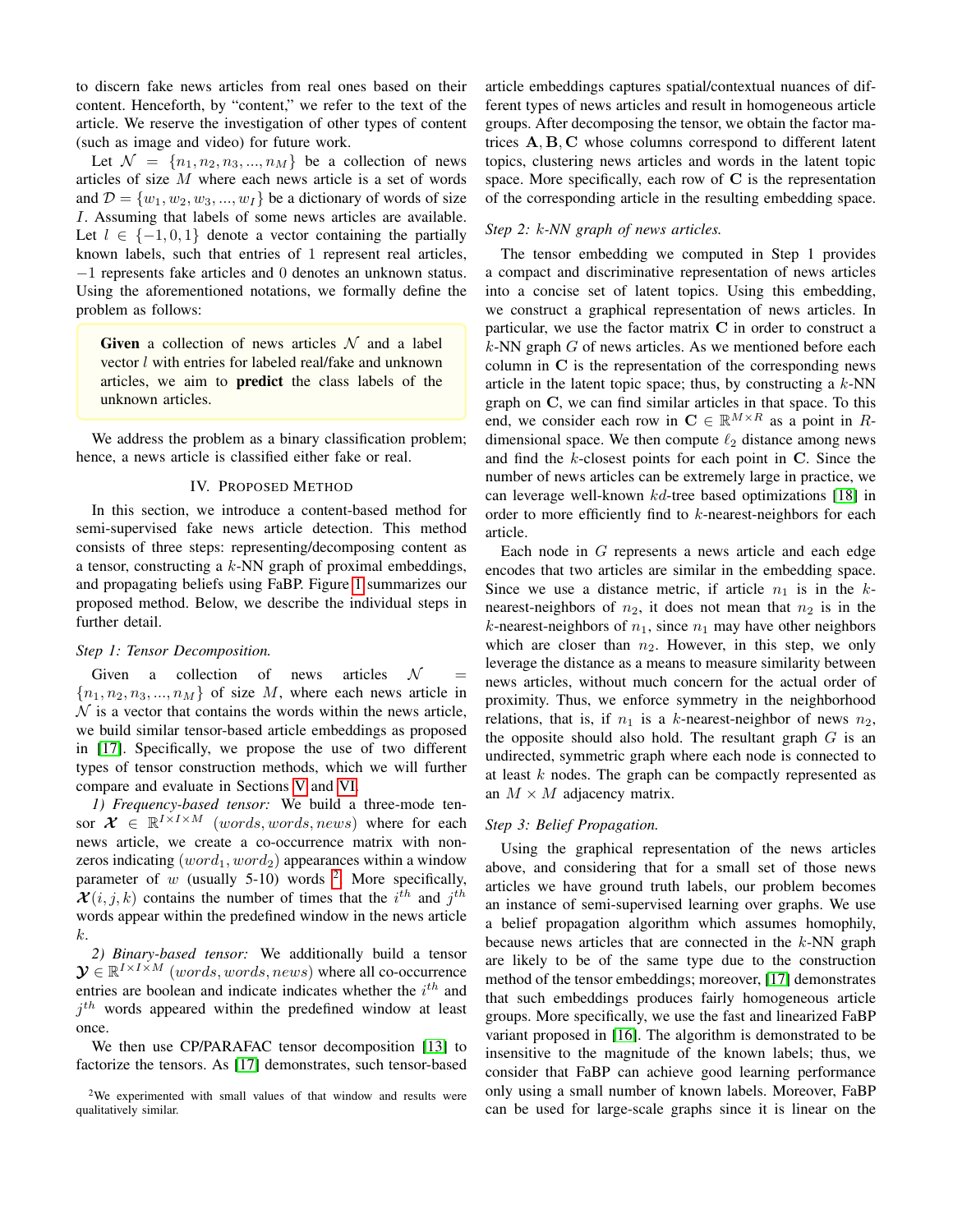to discern fake news articles from real ones based on their content. Henceforth, by "content," we refer to the text of the article. We reserve the investigation of other types of content (such as image and video) for future work.

Let $\mathcal{N} = \{n_1, n_2, n_3, ..., n_M\}$ be a collection of news articles of size $M$ where each news article is a set of words and $\mathcal{D} = \{w_1, w_2, w_3, ..., w_I\}$ be a dictionary of words of size $I$. Assuming that labels of some news articles are available. Let $l \in \{-1, 0, 1\}$ denote a vector containing the partially known labels, such that entries of 1 represent real articles, $-1$ represents fake articles and 0 denotes an unknown status. Using the aforementioned notations, we formally define the problem as follows:

> **Given** a collection of news articles $\mathcal{N}$ and a label vector $l$ with entries for labeled real/fake and unknown articles, we aim to **predict** the class labels of the unknown articles.

We address the problem as a binary classification problem; hence, a news article is classified either fake or real.

## IV. Proposed Method

In this section, we introduce a content-based method for semi-supervised fake news article detection. This method consists of three steps: representing/decomposing content as a tensor, constructing a $k$-NN graph of proximal embeddings, and propagating beliefs using FaBP. Figure 1 summarizes our proposed method. Below, we describe the individual steps in further detail.

### *Step 1: Tensor Decomposition.*

Given a collection of news articles $\mathcal{N} = \{n_1, n_2, n_3, ..., n_M\}$ of size $M$, where each news article in $\mathcal{N}$ is a vector that contains the words within the news article, we build similar tensor-based article embeddings as proposed in [17]. Specifically, we propose the use of two different types of tensor construction methods, which we will further compare and evaluate in Sections V and VI.

*1) Frequency-based tensor:* We build a three-mode tensor $\boldsymbol{\mathcal{X}} \in \mathbb{R}^{I \times I \times M}$ $(words, words, news)$ where for each news article, we create a co-occurrence matrix with non-zeros indicating $(word_1, word_2)$ appearances within a window parameter of $w$ (usually 5-10) words [2]. More specifically, $\boldsymbol{\mathcal{X}}(i, j, k)$ contains the number of times that the $i^{th}$ and $j^{th}$ words appear within the predefined window in the news article $k$.

*2) Binary-based tensor:* We additionally build a tensor $\boldsymbol{\mathcal{Y}} \in \mathbb{R}^{I \times I \times M}$ $(words, words, news)$ where all co-occurrence entries are boolean and indicate indicates whether the $i^{th}$ and $j^{th}$ words appeared within the predefined window at least once.

We then use CP/PARAFAC tensor decomposition [13] to factorize the tensors. As [17] demonstrates, such tensor-based article embeddings captures spatial/contextual nuances of different types of news articles and result in homogeneous article groups. After decomposing the tensor, we obtain the factor matrices $\mathbf{A}, \mathbf{B}, \mathbf{C}$ whose columns correspond to different latent topics, clustering news articles and words in the latent topic space. More specifically, each row of $\mathbf{C}$ is the representation of the corresponding article in the resulting embedding space.

### *Step 2: $k$-NN graph of news articles.*

The tensor embedding we computed in Step 1 provides a compact and discriminative representation of news articles into a concise set of latent topics. Using this embedding, we construct a graphical representation of news articles. In particular, we use the factor matrix $\mathbf{C}$ in order to construct a $k$-NN graph $G$ of news articles. As we mentioned before each column in $\mathbf{C}$ is the representation of the corresponding news article in the latent topic space; thus, by constructing a $k$-NN graph on $\mathbf{C}$, we can find similar articles in that space. To this end, we consider each row in $\mathbf{C} \in \mathbb{R}^{M \times R}$ as a point in $R$-dimensional space. We then compute $\ell_2$ distance among news and find the $k$-closest points for each point in $\mathbf{C}$. Since the number of news articles can be extremely large in practice, we can leverage well-known $kd$-tree based optimizations [18] in order to more efficiently find to $k$-nearest-neighbors for each article.

Each node in $G$ represents a news article and each edge encodes that two articles are similar in the embedding space. Since we use a distance metric, if article $n_1$ is in the $k$-nearest-neighbors of $n_2$, it does not mean that $n_2$ is in the $k$-nearest-neighbors of $n_1$, since $n_1$ may have other neighbors which are closer than $n_2$. However, in this step, we only leverage the distance as a means to measure similarity between news articles, without much concern for the actual order of proximity. Thus, we enforce symmetry in the neighborhood relations, that is, if $n_1$ is a $k$-nearest-neighbor of news $n_2$, the opposite should also hold. The resultant graph $G$ is an undirected, symmetric graph where each node is connected to at least $k$ nodes. The graph can be compactly represented as an $M \times M$ adjacency matrix.

### *Step 3: Belief Propagation.*

Using the graphical representation of the news articles above, and considering that for a small set of those news articles we have ground truth labels, our problem becomes an instance of semi-supervised learning over graphs. We use a belief propagation algorithm which assumes homophily, because news articles that are connected in the $k$-NN graph are likely to be of the same type due to the construction method of the tensor embeddings; moreover, [17] demonstrates that such embeddings produces fairly homogeneous article groups. More specifically, we use the fast and linearized FaBP variant proposed in [16]. The algorithm is demonstrated to be insensitive to the magnitude of the known labels; thus, we consider that FaBP can achieve good learning performance only using a small number of known labels. Moreover, FaBP can be used for large-scale graphs since it is linear on the

[2] We experimented with small values of that window and results were qualitatively similar.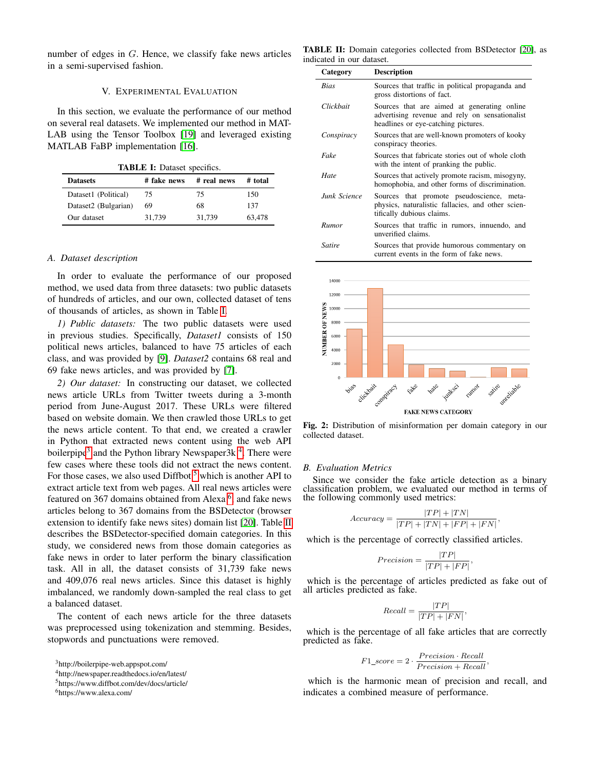number of edges in $G$. Hence, we classify fake news articles in a semi-supervised fashion.

## V. Experimental Evaluation

In this section, we evaluate the performance of our method on several real datasets. We implemented our method in MATLAB using the Tensor Toolbox [19] and leveraged existing MATLAB FaBP implementation [16].

**TABLE I:** Dataset specifics.

| Datasets | # fake news | # real news | # total |
|---|---|---|---|
| Dataset1 (Political) | 75 | 75 | 150 |
| Dataset2 (Bulgarian) | 69 | 68 | 137 |
| Our dataset | 31,739 | 31,739 | 63,478 |

### *A. Dataset description*

In order to evaluate the performance of our proposed method, we used data from three datasets: two public datasets of hundreds of articles, and our own, collected dataset of tens of thousands of articles, as shown in Table I.

*1) Public datasets:* The two public datasets were used in previous studies. Specifically, *Dataset1* consists of 150 political news articles, balanced to have 75 articles of each class, and was provided by [9]. *Dataset2* contains 68 real and 69 fake news articles, and was provided by [7].

*2) Our dataset:* In constructing our dataset, we collected news article URLs from Twitter tweets during a 3-month period from June-August 2017. These URLs were filtered based on website domain. We then crawled those URLs to get the news article content. To that end, we created a crawler in Python that extracted news content using the web API boilerpipe[3] and the Python library Newspaper3k [4]. There were few cases where these tools did not extract the news content. For those cases, we also used Diffbot [5] which is another API to extract article text from web pages. All real news articles were featured on 367 domains obtained from Alexa [6] and fake news articles belong to 367 domains from the BSDetector (browser extension to identify fake news sites) domain list [20]. Table II describes the BSDetector-specified domain categories. In this study, we considered news from those domain categories as fake news in order to later perform the binary classification task. All in all, the dataset consists of 31,739 fake news and 409,076 real news articles. Since this dataset is highly imbalanced, we randomly down-sampled the real class to get a balanced dataset.

The content of each news article for the three datasets was preprocessed using tokenization and stemming. Besides, stopwords and punctuations were removed.

[3] http://boilerpipe-web.appspot.com/

[4] http://newspaper.readthedocs.io/en/latest/

[5] https://www.diffbot.com/dev/docs/article/

[6] https://www.alexa.com/

**TABLE II:** Domain categories collected from BSDetector [20], as indicated in our dataset.

| Category | Description |
|---|---|
| *Bias* | Sources that traffic in political propaganda and gross distortions of fact. |
| *Clickbait* | Sources that are aimed at generating online advertising revenue and rely on sensationalist headlines or eye-catching pictures. |
| *Conspiracy* | Sources that are well-known promoters of kooky conspiracy theories. |
| *Fake* | Sources that fabricate stories out of whole cloth with the intent of pranking the public. |
| *Hate* | Sources that actively promote racism, misogyny, homophobia, and other forms of discrimination. |
| *Junk Science* | Sources that promote pseudoscience, metaphysics, naturalistic fallacies, and other scientifically dubious claims. |
| *Rumor* | Sources that traffic in rumors, innuendo, and unverified claims. |
| *Satire* | Sources that provide humorous commentary on current events in the form of fake news. |

**Fig. 2:** Distribution of misinformation per domain category in our collected dataset.

### *B. Evaluation Metrics*

Since we consider the fake article detection as a binary classification problem, we evaluated our method in terms of the following commonly used metrics:

$$Accuracy = \frac{|TP| + |TN|}{|TP| + |TN| + |FP| + |FN|},$$

which is the percentage of correctly classified articles.

$$Precision = \frac{|TP|}{|TP| + |FP|},$$

which is the percentage of articles predicted as fake out of all articles predicted as fake.

$$Recall = \frac{|TP|}{|TP| + |FN|},$$

which is the percentage of all fake articles that are correctly predicted as fake.

$$F1\_score = 2 \cdot \frac{Precision \cdot Recall}{Precision + Recall},$$

which is the harmonic mean of precision and recall, and indicates a combined measure of performance.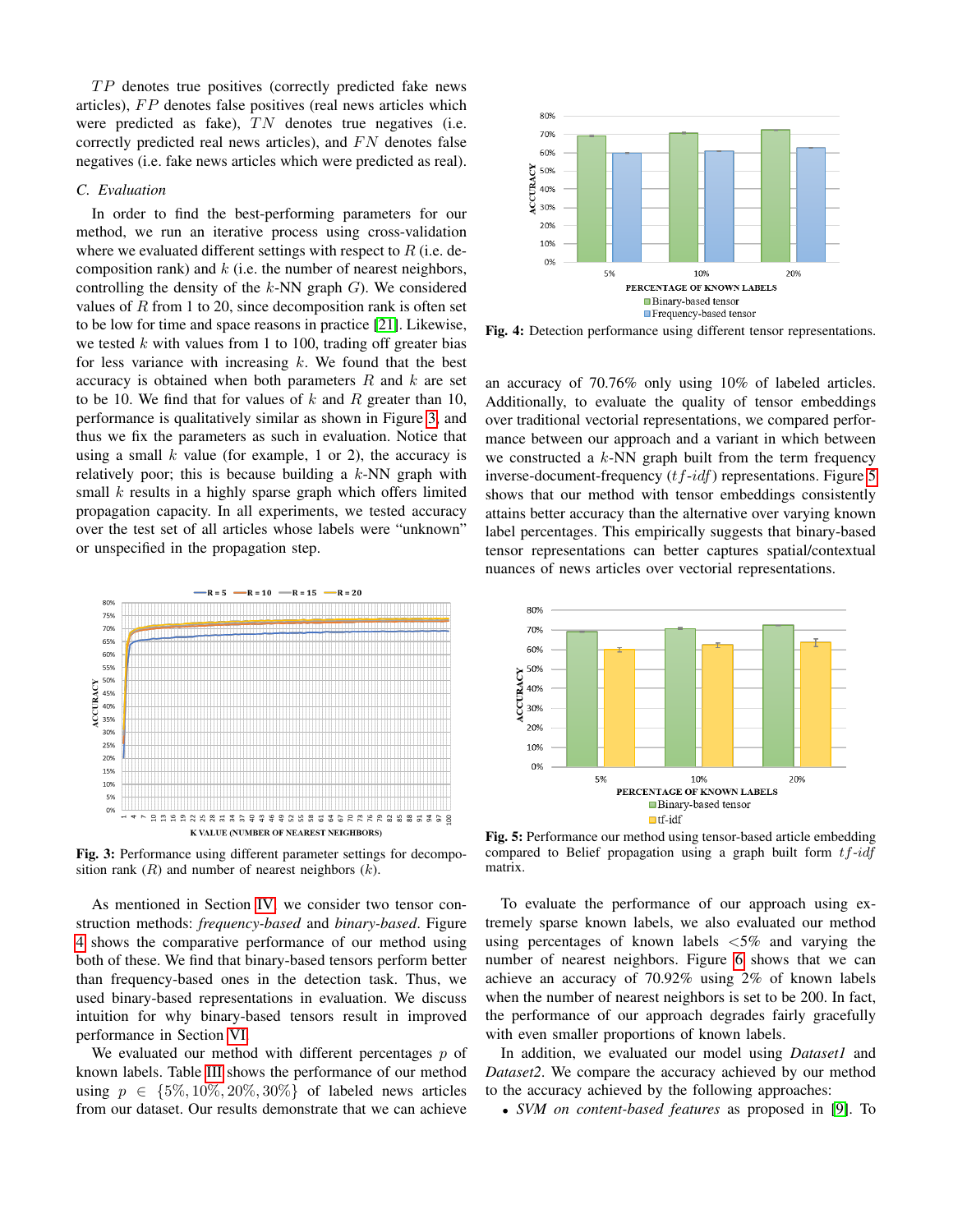$TP$ denotes true positives (correctly predicted fake news articles), $FP$ denotes false positives (real news articles which were predicted as fake), $TN$ denotes true negatives (i.e. correctly predicted real news articles), and $FN$ denotes false negatives (i.e. fake news articles which were predicted as real).

### C. Evaluation

In order to find the best-performing parameters for our method, we run an iterative process using cross-validation where we evaluated different settings with respect to $R$ (i.e. decomposition rank) and $k$ (i.e. the number of nearest neighbors, controlling the density of the $k$-NN graph $G$). We considered values of $R$ from 1 to 20, since decomposition rank is often set to be low for time and space reasons in practice [21]. Likewise, we tested $k$ with values from 1 to 100, trading off greater bias for less variance with increasing $k$. We found that the best accuracy is obtained when both parameters $R$ and $k$ are set to be 10. We find that for values of $k$ and $R$ greater than 10, performance is qualitatively similar as shown in Figure 3, and thus we fix the parameters as such in evaluation. Notice that using a small $k$ value (for example, 1 or 2), the accuracy is relatively poor; this is because building a $k$-NN graph with small $k$ results in a highly sparse graph which offers limited propagation capacity. In all experiments, we tested accuracy over the test set of all articles whose labels were "unknown" or unspecified in the propagation step.

**Fig. 3:** Performance using different parameter settings for decomposition rank ($R$) and number of nearest neighbors ($k$).

As mentioned in Section IV, we consider two tensor construction methods: *frequency-based* and *binary-based*. Figure 4 shows the comparative performance of our method using both of these. We find that binary-based tensors perform better than frequency-based ones in the detection task. Thus, we used binary-based representations in evaluation. We discuss intuition for why binary-based tensors result in improved performance in Section VI.

We evaluated our method with different percentages $p$ of known labels. Table III shows the performance of our method using $p \in \{5\%, 10\%, 20\%, 30\%\}$ of labeled news articles from our dataset. Our results demonstrate that we can achieve an accuracy of 70.76% only using 10% of labeled articles. Additionally, to evaluate the quality of tensor embeddings over traditional vectorial representations, we compared performance between our approach and a variant in which between we constructed a $k$-NN graph built from the term frequency inverse-document-frequency ($tf$-$idf$) representations. Figure 5 shows that our method with tensor embeddings consistently attains better accuracy than the alternative over varying known label percentages. This empirically suggests that binary-based tensor representations can better captures spatial/contextual nuances of news articles over vectorial representations.

**Fig. 4:** Detection performance using different tensor representations.

**Fig. 5:** Performance our method using tensor-based article embedding compared to Belief propagation using a graph built form $tf$-$idf$ matrix.

To evaluate the performance of our approach using extremely sparse known labels, we also evaluated our method using percentages of known labels <5% and varying the number of nearest neighbors. Figure 6 shows that we can achieve an accuracy of 70.92% using 2% of known labels when the number of nearest neighbors is set to be 200. In fact, the performance of our approach degrades fairly gracefully with even smaller proportions of known labels.

In addition, we evaluated our model using *Dataset1* and *Dataset2*. We compare the accuracy achieved by our method to the accuracy achieved by the following approaches:

- *SVM on content-based features* as proposed in [9]. To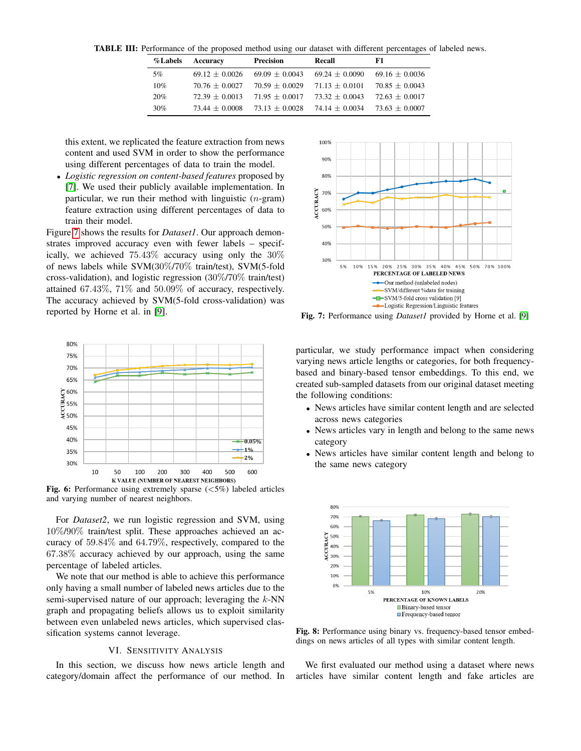TABLE III: Performance of the proposed method using our dataset with different percentages of labeled news.

| %Labels | Accuracy | Precision | Recall | F1 |
|---|---|---|---|---|
| 5% | 69.12 $\pm$ 0.0026 | 69.09 $\pm$ 0.0043 | 69.24 $\pm$ 0.0090 | 69.16 $\pm$ 0.0036 |
| 10% | 70.76 $\pm$ 0.0027 | 70.59 $\pm$ 0.0029 | 71.13 $\pm$ 0.0101 | 70.85 $\pm$ 0.0043 |
| 20% | 72.39 $\pm$ 0.0013 | 71.95 $\pm$ 0.0017 | 73.32 $\pm$ 0.0043 | 72.63 $\pm$ 0.0017 |
| 30% | 73.44 $\pm$ 0.0008 | 73.13 $\pm$ 0.0028 | 74.14 $\pm$ 0.0034 | 73.63 $\pm$ 0.0007 |

this extent, we replicated the feature extraction from news content and used SVM in order to show the performance using different percentages of data to train the model.

- *Logistic regression on content-based features* proposed by [7]. We used their publicly available implementation. In particular, we run their method with linguistic ($n$-gram) feature extraction using different percentages of data to train their model.

Figure 7 shows the results for *Dataset1*. Our approach demonstrates improved accuracy even with fewer labels – specifically, we achieved 75.43% accuracy using only the 30% of news labels while SVM(30%/70% train/test), SVM(5-fold cross-validation), and logistic regression (30%/70% train/test) attained 67.43%, 71% and 50.09% of accuracy, respectively. The accuracy achieved by SVM(5-fold cross-validation) was reported by Horne et al. in [9].

Fig. 7: Performance using *Dataset1* provided by Horne et al. [9]

Fig. 6: Performance using extremely sparse (<5%) labeled articles and varying number of nearest neighbors.

For *Dataset2*, we run logistic regression and SVM, using 10%/90% train/test split. These approaches achieved an accuracy of 59.84% and 64.79%, respectively, compared to the 67.38% accuracy achieved by our approach, using the same percentage of labeled articles.

We note that our method is able to achieve this performance only having a small number of labeled news articles due to the semi-supervised nature of our approach; leveraging the $k$-NN graph and propagating beliefs allows us to exploit similarity between even unlabeled news articles, which supervised classification systems cannot leverage.

## VI. Sensitivity Analysis

In this section, we discuss how news article length and category/domain affect the performance of our method. In particular, we study performance impact when considering varying news article lengths or categories, for both frequency-based and binary-based tensor embeddings. To this end, we created sub-sampled datasets from our original dataset meeting the following conditions:

- News articles have similar content length and are selected across news categories
- News articles vary in length and belong to the same news category
- News articles have similar content length and belong to the same news category

Fig. 8: Performance using binary vs. frequency-based tensor embeddings on news articles of all types with similar content length.

We first evaluated our method using a dataset where news articles have similar content length and fake articles are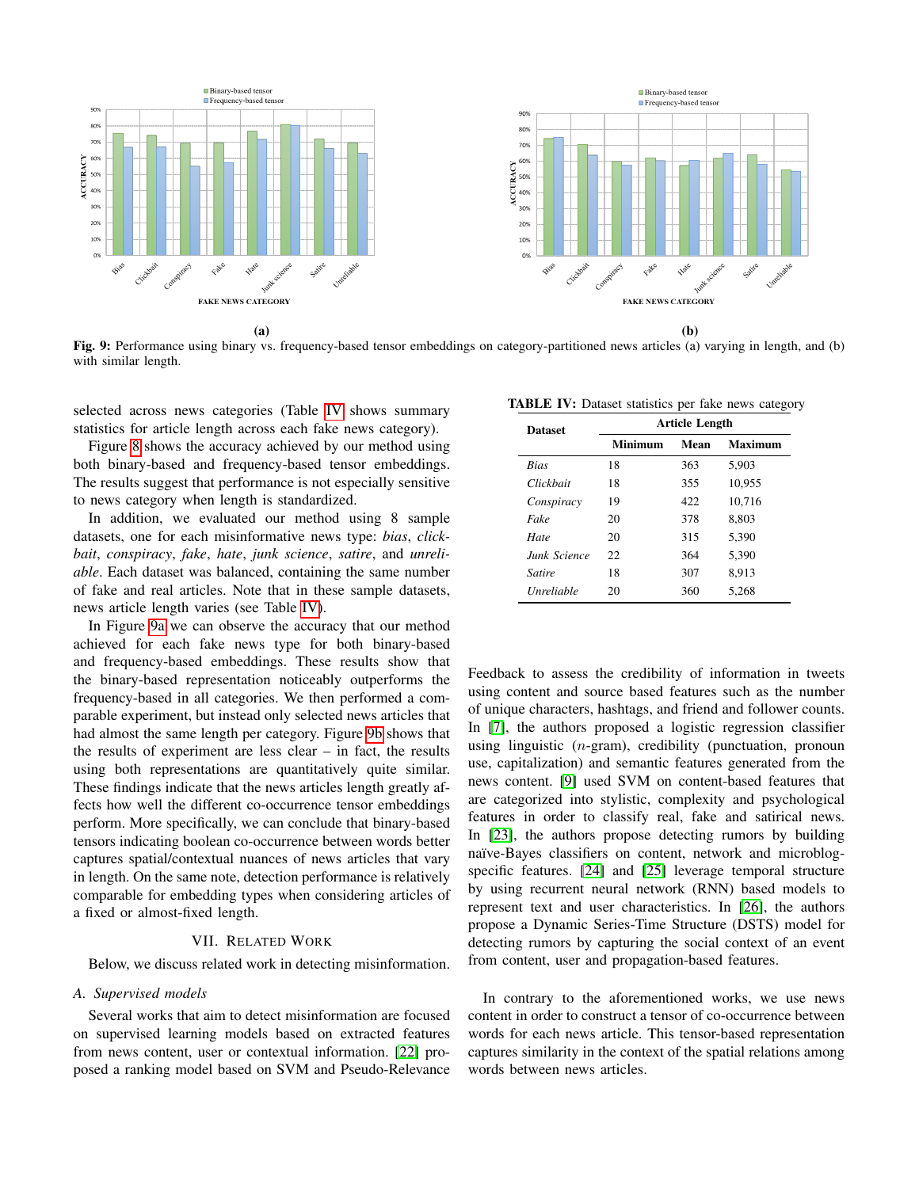Fig. 9: Performance using binary vs. frequency-based tensor embeddings on category-partitioned news articles (a) varying in length, and (b) with similar length.

selected across news categories (Table IV shows summary statistics for article length across each fake news category).

Figure 8 shows the accuracy achieved by our method using both binary-based and frequency-based tensor embeddings. The results suggest that performance is not especially sensitive to news category when length is standardized.

In addition, we evaluated our method using 8 sample datasets, one for each misinformative news type: *bias*, *clickbait*, *conspiracy*, *fake*, *hate*, *junk science*, *satire*, and *unreliable*. Each dataset was balanced, containing the same number of fake and real articles. Note that in these sample datasets, news article length varies (see Table IV).

In Figure 9a we can observe the accuracy that our method achieved for each fake news type for both binary-based and frequency-based embeddings. These results show that the binary-based representation noticeably outperforms the frequency-based in all categories. We then performed a comparable experiment, but instead only selected news articles that had almost the same length per category. Figure 9b shows that the results of experiment are less clear – in fact, the results using both representations are quantitatively quite similar. These findings indicate that the news articles length greatly affects how well the different co-occurrence tensor embeddings perform. More specifically, we can conclude that binary-based tensors indicating boolean co-occurrence between words better captures spatial/contextual nuances of news articles that vary in length. On the same note, detection performance is relatively comparable for embedding types when considering articles of a fixed or almost-fixed length.

**TABLE IV:** Dataset statistics per fake news category

| Dataset | Article Length | | |
|---|---|---|---|
| | Minimum | Mean | Maximum |
| *Bias* | 18 | 363 | 5,903 |
| *Clickbait* | 18 | 355 | 10,955 |
| *Conspiracy* | 19 | 422 | 10,716 |
| *Fake* | 20 | 378 | 8,803 |
| *Hate* | 20 | 315 | 5,390 |
| *Junk Science* | 22 | 364 | 5,390 |
| *Satire* | 18 | 307 | 8,913 |
| *Unreliable* | 20 | 360 | 5,268 |

## VII. Related Work

Below, we discuss related work in detecting misinformation.

### A. Supervised models

Several works that aim to detect misinformation are focused on supervised learning models based on extracted features from news content, user or contextual information. [22] proposed a ranking model based on SVM and Pseudo-Relevance Feedback to assess the credibility of information in tweets using content and source based features such as the number of unique characters, hashtags, and friend and follower counts. In [7], the authors proposed a logistic regression classifier using linguistic ($n$-gram), credibility (punctuation, pronoun use, capitalization) and semantic features generated from the news content. [9] used SVM on content-based features that are categorized into stylistic, complexity and psychological features in order to classify real, fake and satirical news. In [23], the authors propose detecting rumors by building naïve-Bayes classifiers on content, network and microblog-specific features. [24] and [25] leverage temporal structure by using recurrent neural network (RNN) based models to represent text and user characteristics. In [26], the authors propose a Dynamic Series-Time Structure (DSTS) model for detecting rumors by capturing the social context of an event from content, user and propagation-based features.

In contrary to the aforementioned works, we use news content in order to construct a tensor of co-occurrence between words for each news article. This tensor-based representation captures similarity in the context of the spatial relations among words between news articles.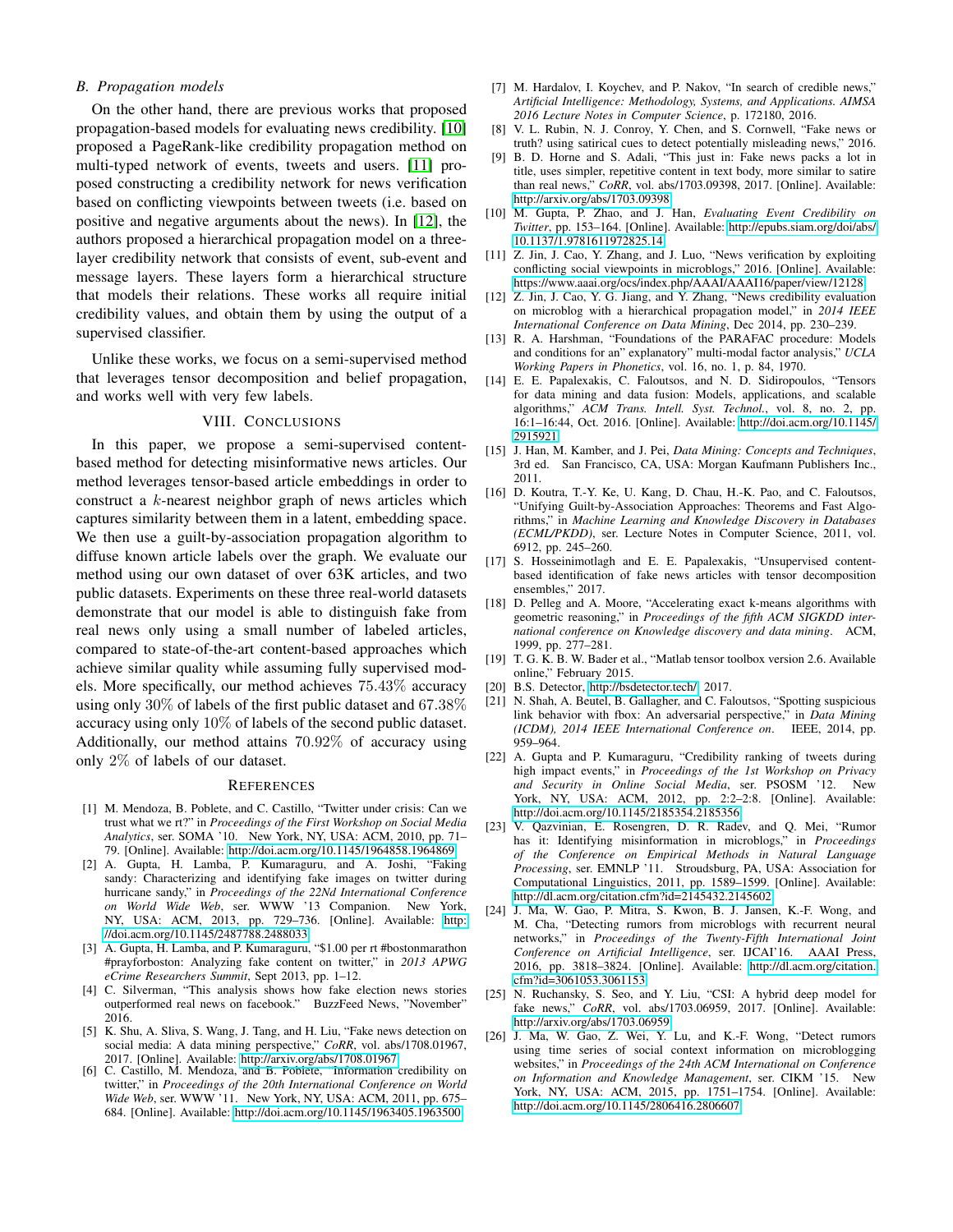### B. Propagation models

On the other hand, there are previous works that proposed propagation-based models for evaluating news credibility. [10] proposed a PageRank-like credibility propagation method on multi-typed network of events, tweets and users. [11] proposed constructing a credibility network for news verification based on conflicting viewpoints between tweets (i.e. based on positive and negative arguments about the news). In [12], the authors proposed a hierarchical propagation model on a three-layer credibility network that consists of event, sub-event and message layers. These layers form a hierarchical structure that models their relations. These works all require initial credibility values, and obtain them by using the output of a supervised classifier.

Unlike these works, we focus on a semi-supervised method that leverages tensor decomposition and belief propagation, and works well with very few labels.

## VIII. Conclusions

In this paper, we propose a semi-supervised content-based method for detecting misinformative news articles. Our method leverages tensor-based article embeddings in order to construct a $k$-nearest neighbor graph of news articles which captures similarity between them in a latent, embedding space. We then use a guilt-by-association propagation algorithm to diffuse known article labels over the graph. We evaluate our method using our own dataset of over 63K articles, and two public datasets. Experiments on these three real-world datasets demonstrate that our model is able to distinguish fake from real news only using a small number of labeled articles, compared to state-of-the-art content-based approaches which achieve similar quality while assuming fully supervised models. More specifically, our method achieves $75.43\%$ accuracy using only $30\%$ of labels of the first public dataset and $67.38\%$ accuracy using only $10\%$ of labels of the second public dataset. Additionally, our method attains $70.92\%$ of accuracy using only $2\%$ of labels of our dataset.

## References

[1] M. Mendoza, B. Poblete, and C. Castillo, "Twitter under crisis: Can we trust what we rt?" in *Proceedings of the First Workshop on Social Media Analytics*, ser. SOMA '10. New York, NY, USA: ACM, 2010, pp. 71–79. [Online]. Available: http://doi.acm.org/10.1145/1964858.1964869

[2] A. Gupta, H. Lamba, P. Kumaraguru, and A. Joshi, "Faking sandy: Characterizing and identifying fake images on twitter during hurricane sandy," in *Proceedings of the 22Nd International Conference on World Wide Web*, ser. WWW '13 Companion. New York, NY, USA: ACM, 2013, pp. 729–736. [Online]. Available: http://doi.acm.org/10.1145/2487788.2488033

[3] A. Gupta, H. Lamba, and P. Kumaraguru, "$1.00 per rt #bostonmarathon #prayforboston: Analyzing fake content on twitter," in *2013 APWG eCrime Researchers Summit*, Sept 2013, pp. 1–12.

[4] C. Silverman, "This analysis shows how fake election news stories outperformed real news on facebook." BuzzFeed News, "November" 2016.

[5] K. Shu, A. Sliva, S. Wang, J. Tang, and H. Liu, "Fake news detection on social media: A data mining perspective," *CoRR*, vol. abs/1708.01967, 2017. [Online]. Available: http://arxiv.org/abs/1708.01967

[6] C. Castillo, M. Mendoza, and B. Poblete, "Information credibility on twitter," in *Proceedings of the 20th International Conference on World Wide Web*, ser. WWW '11. New York, NY, USA: ACM, 2011, pp. 675–684. [Online]. Available: http://doi.acm.org/10.1145/1963405.1963500

[7] M. Hardalov, I. Koychev, and P. Nakov, "In search of credible news," *Artificial Intelligence: Methodology, Systems, and Applications. AIMSA 2016 Lecture Notes in Computer Science*, p. 172180, 2016.

[8] V. L. Rubin, N. J. Conroy, Y. Chen, and S. Cornwell, "Fake news or truth? using satirical cues to detect potentially misleading news," 2016.

[9] B. D. Horne and S. Adali, "This just in: Fake news packs a lot in title, uses simpler, repetitive content in text body, more similar to satire than real news," *CoRR*, vol. abs/1703.09398, 2017. [Online]. Available: http://arxiv.org/abs/1703.09398

[10] M. Gupta, P. Zhao, and J. Han, *Evaluating Event Credibility on Twitter*, pp. 153–164. [Online]. Available: http://epubs.siam.org/doi/abs/10.1137/1.9781611972825.14

[11] Z. Jin, J. Cao, Y. Zhang, and J. Luo, "News verification by exploiting conflicting social viewpoints in microblogs," 2016. [Online]. Available: https://www.aaai.org/ocs/index.php/AAAI/AAAI16/paper/view/12128

[12] Z. Jin, J. Cao, Y. G. Jiang, and Y. Zhang, "News credibility evaluation on microblog with a hierarchical propagation model," in *2014 IEEE International Conference on Data Mining*, Dec 2014, pp. 230–239.

[13] R. A. Harshman, "Foundations of the PARAFAC procedure: Models and conditions for an" explanatory" multi-modal factor analysis," *UCLA Working Papers in Phonetics*, vol. 16, no. 1, p. 84, 1970.

[14] E. E. Papalexakis, C. Faloutsos, and N. D. Sidiropoulos, "Tensors for data mining and data fusion: Models, applications, and scalable algorithms," *ACM Trans. Intell. Syst. Technol.*, vol. 8, no. 2, pp. 16:1–16:44, Oct. 2016. [Online]. Available: http://doi.acm.org/10.1145/2915921

[15] J. Han, M. Kamber, and J. Pei, *Data Mining: Concepts and Techniques*, 3rd ed. San Francisco, CA, USA: Morgan Kaufmann Publishers Inc., 2011.

[16] D. Koutra, T.-Y. Ke, U. Kang, D. Chau, H.-K. Pao, and C. Faloutsos, "Unifying Guilt-by-Association Approaches: Theorems and Fast Algorithms," in *Machine Learning and Knowledge Discovery in Databases (ECML/PKDD)*, ser. Lecture Notes in Computer Science, 2011, vol. 6912, pp. 245–260.

[17] S. Hosseinimotlagh and E. E. Papalexakis, "Unsupervised content-based identification of fake news articles with tensor decomposition ensembles," 2017.

[18] D. Pelleg and A. Moore, "Accelerating exact k-means algorithms with geometric reasoning," in *Proceedings of the fifth ACM SIGKDD international conference on Knowledge discovery and data mining*. ACM, 1999, pp. 277–281.

[19] T. G. K. B. W. Bader et al., "Matlab tensor toolbox version 2.6. Available online," February 2015.

[20] B.S. Detector, http://bsdetector.tech/, 2017.

[21] N. Shah, A. Beutel, B. Gallagher, and C. Faloutsos, "Spotting suspicious link behavior with fbox: An adversarial perspective," in *Data Mining (ICDM), 2014 IEEE International Conference on*. IEEE, 2014, pp. 959–964.

[22] A. Gupta and P. Kumaraguru, "Credibility ranking of tweets during high impact events," in *Proceedings of the 1st Workshop on Privacy and Security in Online Social Media*, ser. PSOSM '12. New York, NY, USA: ACM, 2012, pp. 2:2–2:8. [Online]. Available: http://doi.acm.org/10.1145/2185354.2185356

[23] V. Qazvinian, E. Rosengren, D. R. Radev, and Q. Mei, "Rumor has it: Identifying misinformation in microblogs," in *Proceedings of the Conference on Empirical Methods in Natural Language Processing*, ser. EMNLP '11. Stroudsburg, PA, USA: Association for Computational Linguistics, 2011, pp. 1589–1599. [Online]. Available: http://dl.acm.org/citation.cfm?id=2145432.2145602

[24] J. Ma, W. Gao, P. Mitra, S. Kwon, B. J. Jansen, K.-F. Wong, and M. Cha, "Detecting rumors from microblogs with recurrent neural networks," in *Proceedings of the Twenty-Fifth International Joint Conference on Artificial Intelligence*, ser. IJCAI'16. AAAI Press, 2016, pp. 3818–3824. [Online]. Available: http://dl.acm.org/citation.cfm?id=3061053.3061153

[25] N. Ruchansky, S. Seo, and Y. Liu, "CSI: A hybrid deep model for fake news," *CoRR*, vol. abs/1703.06959, 2017. [Online]. Available: http://arxiv.org/abs/1703.06959

[26] J. Ma, W. Gao, Z. Wei, Y. Lu, and K.-F. Wong, "Detect rumors using time series of social context information on microblogging websites," in *Proceedings of the 24th ACM International on Conference on Information and Knowledge Management*, ser. CIKM '15. New York, NY, USA: ACM, 2015, pp. 1751–1754. [Online]. Available: http://doi.acm.org/10.1145/2806416.2806607